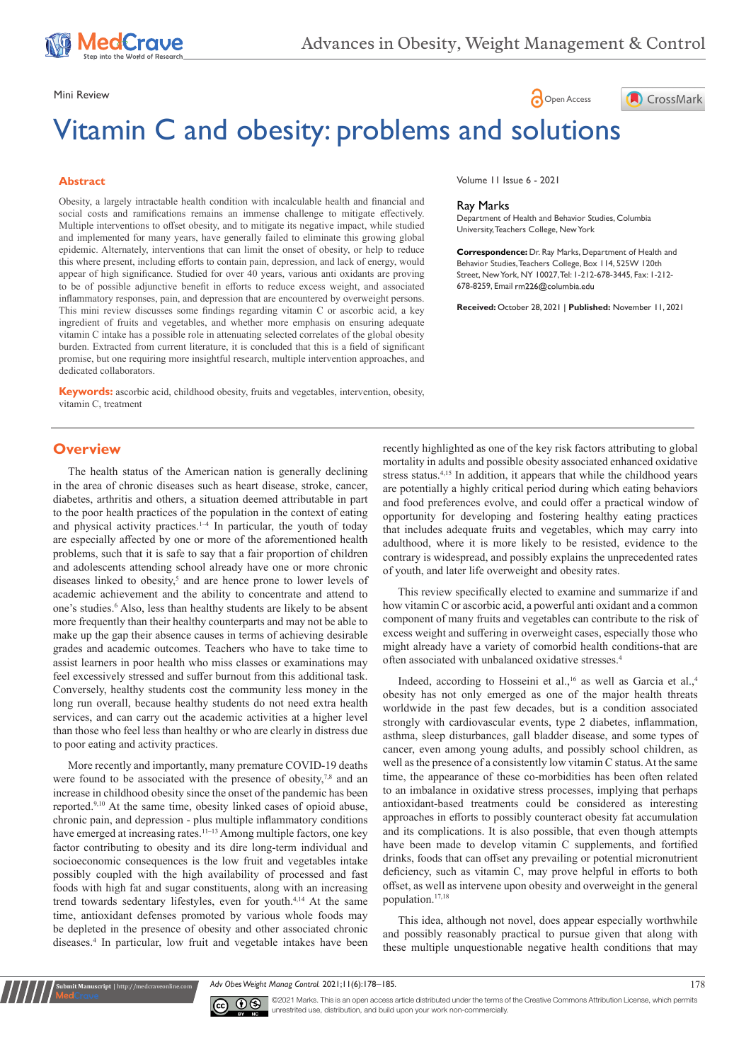Mini Review

# Vitamin C and obesity: problems and solutions

Volume 11 Issue 6 - 2021

**Ray Marks**

Department of Health and Behavior Studies, Columbia University, Teachers College, New York

**Correspondence:** Dr. Ray Marks, Department of Health and Behavior Studies, Teachers College, Box 114, 525W 120th Street, New York, NY 10027, Tel: 1-212-678-3445, Fax: 1-212-678-8259, Email rm226@columbia.edu

**Received:** October 28, 2021 | **Published:** November 11, 2021

## Abstract

Obesity, a largely intractable health condition with incalculable health and financial and social costs and ramifications remains an immense challenge to mitigate effectively. Multiple interventions to offset obesity, and to mitigate its negative impact, while studied and implemented for many years, have generally failed to eliminate this growing global epidemic. Alternately, interventions that can limit the onset of obesity, or help to reduce this where present, including efforts to contain pain, depression, and lack of energy, would appear of high significance. Studied for over 40 years, various anti oxidants are proving to be of possible adjunctive benefit in efforts to reduce excess weight, and associated inflammatory responses, pain, and depression that are encountered by overweight persons. This mini review discusses some findings regarding vitamin C or ascorbic acid, a key ingredient of fruits and vegetables, and whether more emphasis on ensuring adequate vitamin C intake has a possible role in attenuating selected correlates of the global obesity burden. Extracted from current literature, it is concluded that this is a field of significant promise, but one requiring more insightful research, multiple intervention approaches, and dedicated collaborators.

**Keywords:** ascorbic acid, childhood obesity, fruits and vegetables, intervention, obesity, vitamin C, treatment

## Overview

The health status of the American nation is generally declining in the area of chronic diseases such as heart disease, stroke, cancer, diabetes, arthritis and others, a situation deemed attributable in part to the poor health practices of the population in the context of eating and physical activity practices.[1–4] In particular, the youth of today are especially affected by one or more of the aforementioned health problems, such that it is safe to say that a fair proportion of children and adolescents attending school already have one or more chronic diseases linked to obesity,[5] and are hence prone to lower levels of academic achievement and the ability to concentrate and attend to one's studies.[6] Also, less than healthy students are likely to be absent more frequently than their healthy counterparts and may not be able to make up the gap their absence causes in terms of achieving desirable grades and academic outcomes. Teachers who have to take time to assist learners in poor health who miss classes or examinations may feel excessively stressed and suffer burnout from this additional task. Conversely, healthy students cost the community less money in the long run overall, because healthy students do not need extra health services, and can carry out the academic activities at a higher level than those who feel less than healthy or who are clearly in distress due to poor eating and activity practices.

More recently and importantly, many premature COVID-19 deaths were found to be associated with the presence of obesity,[7,8] and an increase in childhood obesity since the onset of the pandemic has been reported.[9,10] At the same time, obesity linked cases of opioid abuse, chronic pain, and depression - plus multiple inflammatory conditions have emerged at increasing rates.[11–13] Among multiple factors, one key factor contributing to obesity and its dire long-term individual and socioeconomic consequences is the low fruit and vegetables intake possibly coupled with the high availability of processed and fast foods with high fat and sugar constituents, along with an increasing trend towards sedentary lifestyles, even for youth.[4,14] At the same time, antioxidant defenses promoted by various whole foods may be depleted in the presence of obesity and other associated chronic diseases.[4] In particular, low fruit and vegetable intakes have been recently highlighted as one of the key risk factors attributing to global mortality in adults and possible obesity associated enhanced oxidative stress status.[4,15] In addition, it appears that while the childhood years are potentially a highly critical period during which eating behaviors and food preferences evolve, and could offer a practical window of opportunity for developing and fostering healthy eating practices that includes adequate fruits and vegetables, which may carry into adulthood, where it is more likely to be resisted, evidence to the contrary is widespread, and possibly explains the unprecedented rates of youth, and later life overweight and obesity rates.

This review specifically elected to examine and summarize if and how vitamin C or ascorbic acid, a powerful anti oxidant and a common component of many fruits and vegetables can contribute to the risk of excess weight and suffering in overweight cases, especially those who might already have a variety of comorbid health conditions-that are often associated with unbalanced oxidative stresses.[4]

Indeed, according to Hosseini et al.,[16] as well as Garcia et al.,[4] obesity has not only emerged as one of the major health threats worldwide in the past few decades, but is a condition associated strongly with cardiovascular events, type 2 diabetes, inflammation, asthma, sleep disturbances, gall bladder disease, and some types of cancer, even among young adults, and possibly school children, as well as the presence of a consistently low vitamin C status. At the same time, the appearance of these co-morbidities has been often related to an imbalance in oxidative stress processes, implying that perhaps antioxidant-based treatments could be considered as interesting approaches in efforts to possibly counteract obesity fat accumulation and its complications. It is also possible, that even though attempts have been made to develop vitamin C supplements, and fortified drinks, foods that can offset any prevailing or potential micronutrient deficiency, such as vitamin C, may prove helpful in efforts to both offset, as well as intervene upon obesity and overweight in the general population.[17,18]

This idea, although not novel, does appear especially worthwhile and possibly reasonably practical to pursue given that along with these multiple unquestionable negative health conditions that may

©2021 Marks. This is an open access article distributed under the terms of the Creative Commons Attribution License, which permits unrestited use, distribution, and build upon your work non-commercially.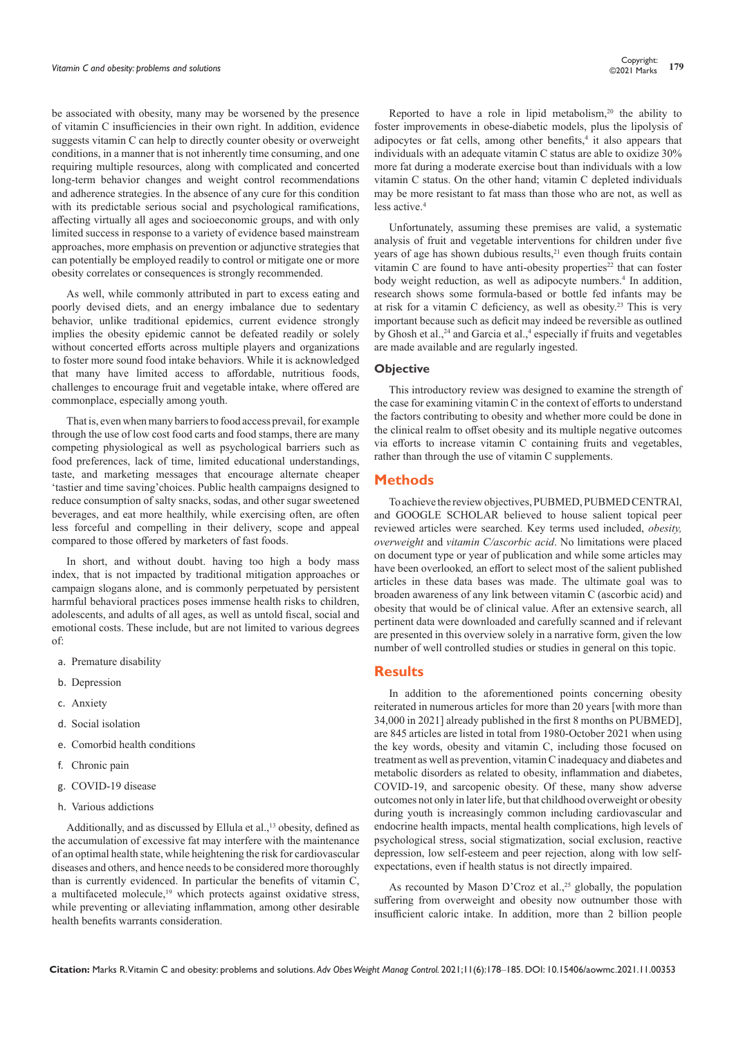be associated with obesity, many may be worsened by the presence of vitamin C insufficiencies in their own right. In addition, evidence suggests vitamin C can help to directly counter obesity or overweight conditions, in a manner that is not inherently time consuming, and one requiring multiple resources, along with complicated and concerted long-term behavior changes and weight control recommendations and adherence strategies. In the absence of any cure for this condition with its predictable serious social and psychological ramifications, affecting virtually all ages and socioeconomic groups, and with only limited success in response to a variety of evidence based mainstream approaches, more emphasis on prevention or adjunctive strategies that can potentially be employed readily to control or mitigate one or more obesity correlates or consequences is strongly recommended.

As well, while commonly attributed in part to excess eating and poorly devised diets, and an energy imbalance due to sedentary behavior, unlike traditional epidemics, current evidence strongly implies the obesity epidemic cannot be defeated readily or solely without concerted efforts across multiple players and organizations to foster more sound food intake behaviors. While it is acknowledged that many have limited access to affordable, nutritious foods, challenges to encourage fruit and vegetable intake, where offered are commonplace, especially among youth.

That is, even when many barriers to food access prevail, for example through the use of low cost food carts and food stamps, there are many competing physiological as well as psychological barriers such as food preferences, lack of time, limited educational understandings, taste, and marketing messages that encourage alternate cheaper 'tastier and time saving'choices. Public health campaigns designed to reduce consumption of salty snacks, sodas, and other sugar sweetened beverages, and eat more healthily, while exercising often, are often less forceful and compelling in their delivery, scope and appeal compared to those offered by marketers of fast foods.

In short, and without doubt. having too high a body mass index, that is not impacted by traditional mitigation approaches or campaign slogans alone, and is commonly perpetuated by persistent harmful behavioral practices poses immense health risks to children, adolescents, and adults of all ages, as well as untold fiscal, social and emotional costs. These include, but are not limited to various degrees of:

a. Premature disability
b. Depression
c. Anxiety
d. Social isolation
e. Comorbid health conditions
f. Chronic pain
g. COVID-19 disease
h. Various addictions

Additionally, and as discussed by Ellula et al.,[13] obesity, defined as the accumulation of excessive fat may interfere with the maintenance of an optimal health state, while heightening the risk for cardiovascular diseases and others, and hence needs to be considered more thoroughly than is currently evidenced. In particular the benefits of vitamin C, a multifaceted molecule,[19] which protects against oxidative stress, while preventing or alleviating inflammation, among other desirable health benefits warrants consideration.

Reported to have a role in lipid metabolism,[20] the ability to foster improvements in obese-diabetic models, plus the lipolysis of adipocytes or fat cells, among other benefits,[4] it also appears that individuals with an adequate vitamin C status are able to oxidize 30% more fat during a moderate exercise bout than individuals with a low vitamin C status. On the other hand; vitamin C depleted individuals may be more resistant to fat mass than those who are not, as well as less active.[4]

Unfortunately, assuming these premises are valid, a systematic analysis of fruit and vegetable interventions for children under five years of age has shown dubious results,[21] even though fruits contain vitamin C are found to have anti-obesity properties[22] that can foster body weight reduction, as well as adipocyte numbers.[4] In addition, research shows some formula-based or bottle fed infants may be at risk for a vitamin C deficiency, as well as obesity.[23] This is very important because such as deficit may indeed be reversible as outlined by Ghosh et al.,[24] and Garcia et al.,[4] especially if fruits and vegetables are made available and are regularly ingested.

### Objective

This introductory review was designed to examine the strength of the case for examining vitamin C in the context of efforts to understand the factors contributing to obesity and whether more could be done in the clinical realm to offset obesity and its multiple negative outcomes via efforts to increase vitamin C containing fruits and vegetables, rather than through the use of vitamin C supplements.

## Methods

To achieve the review objectives, PUBMED, PUBMED CENTRAl, and GOOGLE SCHOLAR believed to house salient topical peer reviewed articles were searched. Key terms used included, *obesity, overweight* and *vitamin C/ascorbic acid*. No limitations were placed on document type or year of publication and while some articles may have been overlooked*,* an effort to select most of the salient published articles in these data bases was made. The ultimate goal was to broaden awareness of any link between vitamin C (ascorbic acid) and obesity that would be of clinical value. After an extensive search, all pertinent data were downloaded and carefully scanned and if relevant are presented in this overview solely in a narrative form, given the low number of well controlled studies or studies in general on this topic.

## Results

In addition to the aforementioned points concerning obesity reiterated in numerous articles for more than 20 years [with more than 34,000 in 2021] already published in the first 8 months on PUBMED], are 845 articles are listed in total from 1980-October 2021 when using the key words, obesity and vitamin C, including those focused on treatment as well as prevention, vitamin C inadequacy and diabetes and metabolic disorders as related to obesity, inflammation and diabetes, COVID-19, and sarcopenic obesity. Of these, many show adverse outcomes not only in later life, but that childhood overweight or obesity during youth is increasingly common including cardiovascular and endocrine health impacts, mental health complications, high levels of psychological stress, social stigmatization, social exclusion, reactive depression, low self-esteem and peer rejection, along with low self-expectations, even if health status is not directly impaired.

As recounted by Mason D'Croz et al.,[25] globally, the population suffering from overweight and obesity now outnumber those with insufficient caloric intake. In addition, more than 2 billion people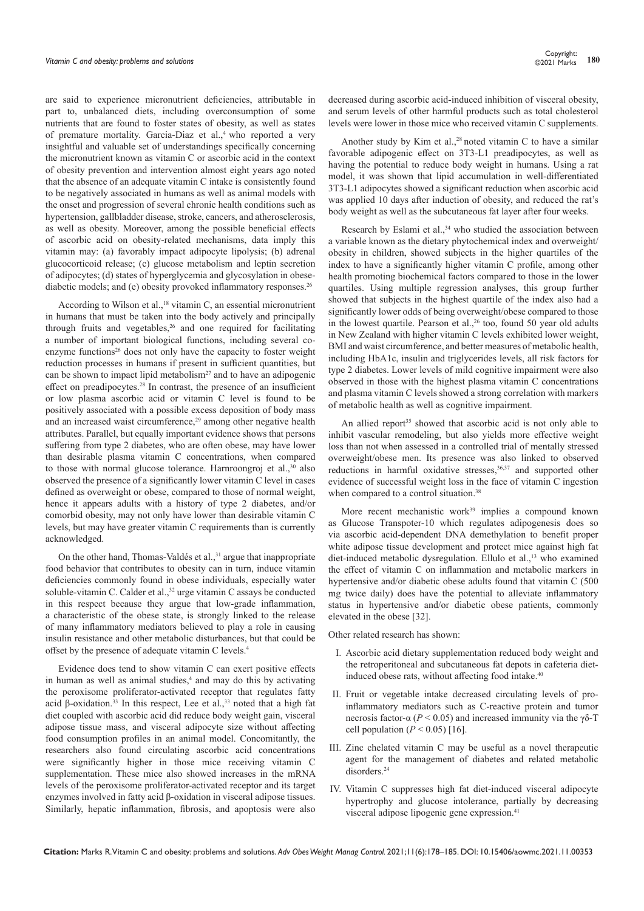are said to experience micronutrient deficiencies, attributable in part to, unbalanced diets, including overconsumption of some nutrients that are found to foster states of obesity, as well as states of premature mortality. Garcia-Diaz et al.,[4] who reported a very insightful and valuable set of understandings specifically concerning the micronutrient known as vitamin C or ascorbic acid in the context of obesity prevention and intervention almost eight years ago noted that the absence of an adequate vitamin C intake is consistently found to be negatively associated in humans as well as animal models with the onset and progression of several chronic health conditions such as hypertension, gallbladder disease, stroke, cancers, and atherosclerosis, as well as obesity. Moreover, among the possible beneficial effects of ascorbic acid on obesity-related mechanisms, data imply this vitamin may: (a) favorably impact adipocyte lipolysis; (b) adrenal glucocorticoid release; (c) glucose metabolism and leptin secretion of adipocytes; (d) states of hyperglycemia and glycosylation in obese-diabetic models; and (e) obesity provoked inflammatory responses.[26]

According to Wilson et al.,[18] vitamin C, an essential micronutrient in humans that must be taken into the body actively and principally through fruits and vegetables,[26] and one required for facilitating a number of important biological functions, including several co-enzyme functions[26] does not only have the capacity to foster weight reduction processes in humans if present in sufficient quantities, but can be shown to impact lipid metabolism[27] and to have an adipogenic effect on preadipocytes.[28] In contrast, the presence of an insufficient or low plasma ascorbic acid or vitamin C level is found to be positively associated with a possible excess deposition of body mass and an increased waist circumference,[29] among other negative health attributes. Parallel, but equally important evidence shows that persons suffering from type 2 diabetes, who are often obese, may have lower than desirable plasma vitamin C concentrations, when compared to those with normal glucose tolerance. Harnroongroj et al.,[30] also observed the presence of a significantly lower vitamin C level in cases defined as overweight or obese, compared to those of normal weight, hence it appears adults with a history of type 2 diabetes, and/or comorbid obesity, may not only have lower than desirable vitamin C levels, but may have greater vitamin C requirements than is currently acknowledged.

On the other hand, Thomas-Valdés et al.,[31] argue that inappropriate food behavior that contributes to obesity can in turn, induce vitamin deficiencies commonly found in obese individuals, especially water soluble-vitamin C. Calder et al.,[32] urge vitamin C assays be conducted in this respect because they argue that low-grade inflammation, a characteristic of the obese state, is strongly linked to the release of many inflammatory mediators believed to play a role in causing insulin resistance and other metabolic disturbances, but that could be offset by the presence of adequate vitamin C levels.[4]

Evidence does tend to show vitamin C can exert positive effects in human as well as animal studies,[4] and may do this by activating the peroxisome proliferator-activated receptor that regulates fatty acid β-oxidation.[33] In this respect, Lee et al.,[33] noted that a high fat diet coupled with ascorbic acid did reduce body weight gain, visceral adipose tissue mass, and visceral adipocyte size without affecting food consumption profiles in an animal model. Concomitantly, the researchers also found circulating ascorbic acid concentrations were significantly higher in those mice receiving vitamin C supplementation. These mice also showed increases in the mRNA levels of the peroxisome proliferator-activated receptor and its target enzymes involved in fatty acid β-oxidation in visceral adipose tissues. Similarly, hepatic inflammation, fibrosis, and apoptosis were also decreased during ascorbic acid-induced inhibition of visceral obesity, and serum levels of other harmful products such as total cholesterol levels were lower in those mice who received vitamin C supplements.

Another study by Kim et al.,[28] noted vitamin C to have a similar favorable adipogenic effect on 3T3-L1 preadipocytes, as well as having the potential to reduce body weight in humans. Using a rat model, it was shown that lipid accumulation in well-differentiated 3T3-L1 adipocytes showed a significant reduction when ascorbic acid was applied 10 days after induction of obesity, and reduced the rat's body weight as well as the subcutaneous fat layer after four weeks.

Research by Eslami et al.,[34] who studied the association between a variable known as the dietary phytochemical index and overweight/obesity in children, showed subjects in the higher quartiles of the index to have a significantly higher vitamin C profile, among other health promoting biochemical factors compared to those in the lower quartiles. Using multiple regression analyses, this group further showed that subjects in the highest quartile of the index also had a significantly lower odds of being overweight/obese compared to those in the lowest quartile. Pearson et al.,[26] too, found 50 year old adults in New Zealand with higher vitamin C levels exhibited lower weight, BMI and waist circumference, and better measures of metabolic health, including HbA1c, insulin and triglycerides levels, all risk factors for type 2 diabetes. Lower levels of mild cognitive impairment were also observed in those with the highest plasma vitamin C concentrations and plasma vitamin C levels showed a strong correlation with markers of metabolic health as well as cognitive impairment.

An allied report[35] showed that ascorbic acid is not only able to inhibit vascular remodeling, but also yields more effective weight loss than not when assessed in a controlled trial of mentally stressed overweight/obese men. Its presence was also linked to observed reductions in harmful oxidative stresses,[36,37] and supported other evidence of successful weight loss in the face of vitamin C ingestion when compared to a control situation.[38]

More recent mechanistic work[39] implies a compound known as Glucose Transpoter-10 which regulates adipogenesis does so via ascorbic acid-dependent DNA demethylation to benefit proper white adipose tissue development and protect mice against high fat diet-induced metabolic dysregulation. Ellulo et al.,[13] who examined the effect of vitamin C on inflammation and metabolic markers in hypertensive and/or diabetic obese adults found that vitamin C (500 mg twice daily) does have the potential to alleviate inflammatory status in hypertensive and/or diabetic obese patients, commonly elevated in the obese [32].

Other related research has shown:

I. Ascorbic acid dietary supplementation reduced body weight and the retroperitoneal and subcutaneous fat depots in cafeteria diet-induced obese rats, without affecting food intake.[40]

II. Fruit or vegetable intake decreased circulating levels of pro-inflammatory mediators such as C-reactive protein and tumor necrosis factor-α ($P < 0.05$) and increased immunity via the γδ-T cell population ($P < 0.05$) [16].

III. Zinc chelated vitamin C may be useful as a novel therapeutic agent for the management of diabetes and related metabolic disorders.[24]

IV. Vitamin C suppresses high fat diet-induced visceral adipocyte hypertrophy and glucose intolerance, partially by decreasing visceral adipose lipogenic gene expression.[41]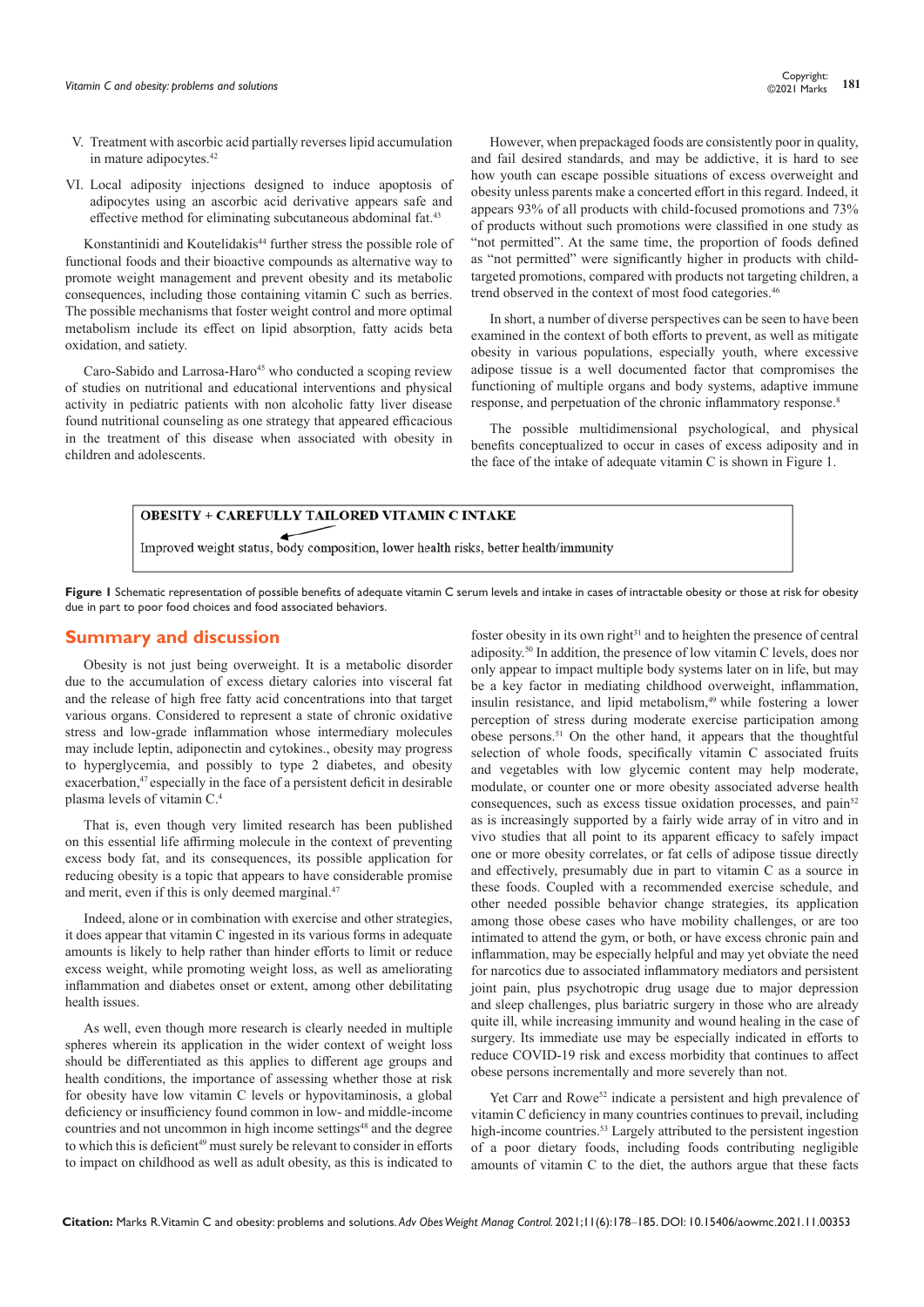V. Treatment with ascorbic acid partially reverses lipid accumulation in mature adipocytes.[42]

VI. Local adiposity injections designed to induce apoptosis of adipocytes using an ascorbic acid derivative appears safe and effective method for eliminating subcutaneous abdominal fat.[43]

Konstantinidi and Koutelidakis[44] further stress the possible role of functional foods and their bioactive compounds as alternative way to promote weight management and prevent obesity and its metabolic consequences, including those containing vitamin C such as berries. The possible mechanisms that foster weight control and more optimal metabolism include its effect on lipid absorption, fatty acids beta oxidation, and satiety.

Caro-Sabido and Larrosa-Haro[45] who conducted a scoping review of studies on nutritional and educational interventions and physical activity in pediatric patients with non alcoholic fatty liver disease found nutritional counseling as one strategy that appeared efficacious in the treatment of this disease when associated with obesity in children and adolescents.

However, when prepackaged foods are consistently poor in quality, and fail desired standards, and may be addictive, it is hard to see how youth can escape possible situations of excess overweight and obesity unless parents make a concerted effort in this regard. Indeed, it appears 93% of all products with child-focused promotions and 73% of products without such promotions were classified in one study as "not permitted". At the same time, the proportion of foods defined as "not permitted" were significantly higher in products with child-targeted promotions, compared with products not targeting children, a trend observed in the context of most food categories.[46]

In short, a number of diverse perspectives can be seen to have been examined in the context of both efforts to prevent, as well as mitigate obesity in various populations, especially youth, where excessive adipose tissue is a well documented factor that compromises the functioning of multiple organs and body systems, adaptive immune response, and perpetuation of the chronic inflammatory response.[8]

The possible multidimensional psychological, and physical benefits conceptualized to occur in cases of excess adiposity and in the face of the intake of adequate vitamin C is shown in Figure 1.

**OBESITY + CAREFULLY TAILORED VITAMIN C INTAKE**

Improved weight status, body composition, lower health risks, better health/immunity

**Figure 1** Schematic representation of possible benefits of adequate vitamin C serum levels and intake in cases of intractable obesity or those at risk for obesity due in part to poor food choices and food associated behaviors.

## Summary and discussion

Obesity is not just being overweight. It is a metabolic disorder due to the accumulation of excess dietary calories into visceral fat and the release of high free fatty acid concentrations into that target various organs. Considered to represent a state of chronic oxidative stress and low-grade inflammation whose intermediary molecules may include leptin, adiponectin and cytokines., obesity may progress to hyperglycemia, and possibly to type 2 diabetes, and obesity exacerbation,[47] especially in the face of a persistent deficit in desirable plasma levels of vitamin C.[4]

That is, even though very limited research has been published on this essential life affirming molecule in the context of preventing excess body fat, and its consequences, its possible application for reducing obesity is a topic that appears to have considerable promise and merit, even if this is only deemed marginal.[47]

Indeed, alone or in combination with exercise and other strategies, it does appear that vitamin C ingested in its various forms in adequate amounts is likely to help rather than hinder efforts to limit or reduce excess weight, while promoting weight loss, as well as ameliorating inflammation and diabetes onset or extent, among other debilitating health issues.

As well, even though more research is clearly needed in multiple spheres wherein its application in the wider context of weight loss should be differentiated as this applies to different age groups and health conditions, the importance of assessing whether those at risk for obesity have low vitamin C levels or hypovitaminosis, a global deficiency or insufficiency found common in low- and middle-income countries and not uncommon in high income settings[48] and the degree to which this is deficient[49] must surely be relevant to consider in efforts to impact on childhood as well as adult obesity, as this is indicated to foster obesity in its own right[31] and to heighten the presence of central adiposity.[50] In addition, the presence of low vitamin C levels, does nor only appear to impact multiple body systems later on in life, but may be a key factor in mediating childhood overweight, inflammation, insulin resistance, and lipid metabolism,[49] while fostering a lower perception of stress during moderate exercise participation among obese persons.[51] On the other hand, it appears that the thoughtful selection of whole foods, specifically vitamin C associated fruits and vegetables with low glycemic content may help moderate, modulate, or counter one or more obesity associated adverse health consequences, such as excess tissue oxidation processes, and pain[52] as is increasingly supported by a fairly wide array of in vitro and in vivo studies that all point to its apparent efficacy to safely impact one or more obesity correlates, or fat cells of adipose tissue directly and effectively, presumably due in part to vitamin C as a source in these foods. Coupled with a recommended exercise schedule, and other needed possible behavior change strategies, its application among those obese cases who have mobility challenges, or are too intimated to attend the gym, or both, or have excess chronic pain and inflammation, may be especially helpful and may yet obviate the need for narcotics due to associated inflammatory mediators and persistent joint pain, plus psychotropic drug usage due to major depression and sleep challenges, plus bariatric surgery in those who are already quite ill, while increasing immunity and wound healing in the case of surgery. Its immediate use may be especially indicated in efforts to reduce COVID-19 risk and excess morbidity that continues to affect obese persons incrementally and more severely than not.

Yet Carr and Rowe[52] indicate a persistent and high prevalence of vitamin C deficiency in many countries continues to prevail, including high-income countries.[53] Largely attributed to the persistent ingestion of a poor dietary foods, including foods contributing negligible amounts of vitamin C to the diet, the authors argue that these facts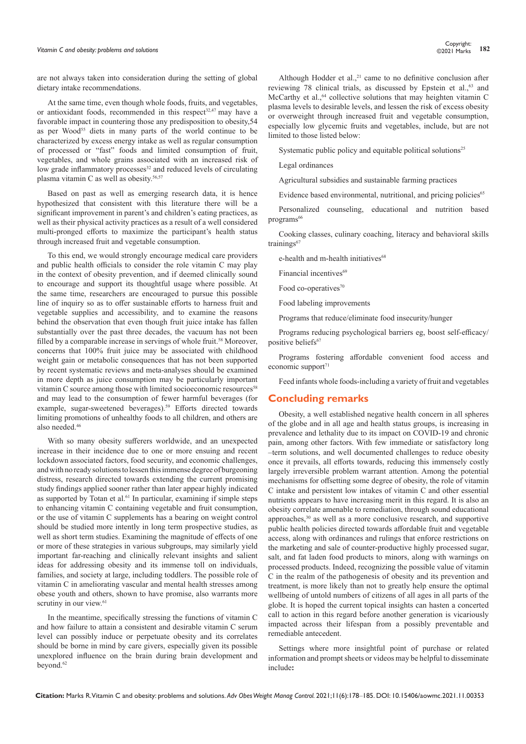are not always taken into consideration during the setting of global dietary intake recommendations.

At the same time, even though whole foods, fruits, and vegetables, or antioxidant foods, recommended in this respect[32,47] may have a favorable impact in countering those any predisposition to obesity,54 as per Wood[55] diets in many parts of the world continue to be characterized by excess energy intake as well as regular consumption of processed or "fast" foods and limited consumption of fruit, vegetables, and whole grains associated with an increased risk of low grade inflammatory processes[32] and reduced levels of circulating plasma vitamin C as well as obesity.[56,57]

Based on past as well as emerging research data, it is hence hypothesized that consistent with this literature there will be a significant improvement in parent's and children's eating practices, as well as their physical activity practices as a result of a well considered multi-pronged efforts to maximize the participant's health status through increased fruit and vegetable consumption.

To this end, we would strongly encourage medical care providers and public health officials to consider the role vitamin C may play in the context of obesity prevention, and if deemed clinically sound to encourage and support its thoughtful usage where possible. At the same time, researchers are encouraged to pursue this possible line of inquiry so as to offer sustainable efforts to harness fruit and vegetable supplies and accessibility, and to examine the reasons behind the observation that even though fruit juice intake has fallen substantially over the past three decades, the vacuum has not been filled by a comparable increase in servings of whole fruit.[58] Moreover, concerns that 100% fruit juice may be associated with childhood weight gain or metabolic consequences that has not been supported by recent systematic reviews and meta-analyses should be examined in more depth as juice consumption may be particularly important vitamin C source among those with limited socioeconomic resources[58] and may lead to the consumption of fewer harmful beverages (for example, sugar-sweetened beverages).[59] Efforts directed towards limiting promotions of unhealthy foods to all children, and others are also needed.[46]

With so many obesity sufferers worldwide, and an unexpected increase in their incidence due to one or more ensuing and recent lockdown associated factors, food security, and economic challenges, and with no ready solutions to lessen this immense degree of burgeoning distress, research directed towards extending the current promising study findings applied sooner rather than later appear highly indicated as supported by Totan et al.[61] In particular, examining if simple steps to enhancing vitamin C containing vegetable and fruit consumption, or the use of vitamin C supplements has a bearing on weight control should be studied more intently in long term prospective studies, as well as short term studies. Examining the magnitude of effects of one or more of these strategies in various subgroups, may similarly yield important far-reaching and clinically relevant insights and salient ideas for addressing obesity and its immense toll on individuals, families, and society at large, including toddlers. The possible role of vitamin C in ameliorating vascular and mental health stresses among obese youth and others, shown to have promise, also warrants more scrutiny in our view.[61]

In the meantime, specifically stressing the functions of vitamin C and how failure to attain a consistent and desirable vitamin C serum level can possibly induce or perpetuate obesity and its correlates should be borne in mind by care givers, especially given its possible unexplored influence on the brain during brain development and beyond.[62]

Although Hodder et al.,[21] came to no definitive conclusion after reviewing 78 clinical trials, as discussed by Epstein et al.,[63] and McCarthy et al.,[64] collective solutions that may heighten vitamin C plasma levels to desirable levels, and lessen the risk of excess obesity or overweight through increased fruit and vegetable consumption, especially low glycemic fruits and vegetables, include, but are not limited to those listed below:

Systematic public policy and equitable political solutions[25]

Legal ordinances

Agricultural subsidies and sustainable farming practices

Evidence based environmental, nutritional, and pricing policies[65]

Personalized counseling, educational and nutrition based programs[66]

Cooking classes, culinary coaching, literacy and behavioral skills trainings[67]

e-health and m-health initiatives[68]

Financial incentives[69]

Food co-operatives[70]

Food labeling improvements

Programs that reduce/eliminate food insecurity/hunger

Programs reducing psychological barriers eg, boost self-efficacy/positive beliefs[67]

Programs fostering affordable convenient food access and economic support[71]

Feed infants whole foods-including a variety of fruit and vegetables

## Concluding remarks

Obesity, a well established negative health concern in all spheres of the globe and in all age and health status groups, is increasing in prevalence and lethality due to its impact on COVID-19 and chronic pain, among other factors. With few immediate or satisfactory long –term solutions, and well documented challenges to reduce obesity once it prevails, all efforts towards, reducing this immensely costly largely irreversible problem warrant attention. Among the potential mechanisms for offsetting some degree of obesity, the role of vitamin C intake and persistent low intakes of vitamin C and other essential nutrients appears to have increasing merit in this regard. It is also an obesity correlate amenable to remediation, through sound educational approaches,[30] as well as a more conclusive research, and supportive public health policies directed towards affordable fruit and vegetable access, along with ordinances and rulings that enforce restrictions on the marketing and sale of counter-productive highly processed sugar, salt, and fat laden food products to minors, along with warnings on processed products. Indeed, recognizing the possible value of vitamin C in the realm of the pathogenesis of obesity and its prevention and treatment, is more likely than not to greatly help ensure the optimal wellbeing of untold numbers of citizens of all ages in all parts of the globe. It is hoped the current topical insights can hasten a concerted call to action in this regard before another generation is vicariously impacted across their lifespan from a possibly preventable and remediable antecedent.

Settings where more insightful point of purchase or related information and prompt sheets or videos may be helpful to disseminate include**:**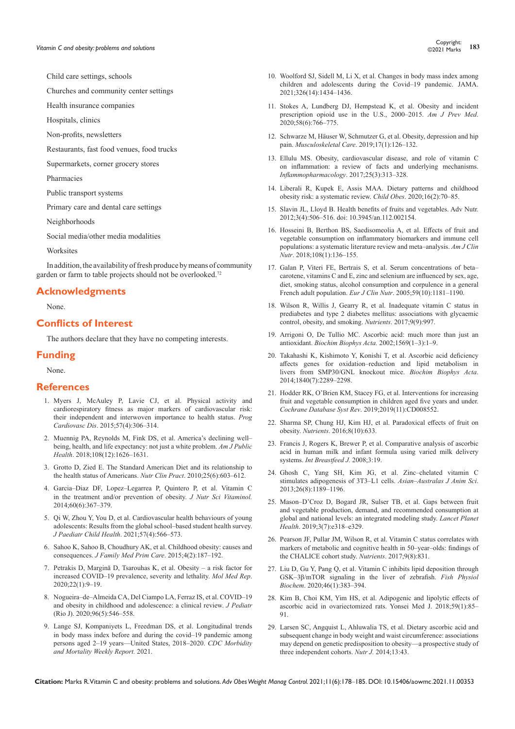Child care settings, schools

Churches and community center settings

Health insurance companies

Hospitals, clinics

Non-profits, newsletters

Restaurants, fast food venues, food trucks

Supermarkets, corner grocery stores

Pharmacies

Public transport systems

Primary care and dental care settings

Neighborhoods

Social media/other media modalities

Worksites

In addition, the availability of fresh produce by means of community garden or farm to table projects should not be overlooked.[72]

## Acknowledgments

None.

## Conflicts of Interest

The authors declare that they have no competing interests.

## Funding

None.

## References

1. Myers J, McAuley P, Lavie CJ, et al. Physical activity and cardiorespiratory fitness as major markers of cardiovascular risk: their independent and interwoven importance to health status. *Prog Cardiovasc Dis*. 2015;57(4):306–314.
2. Muennig PA, Reynolds M, Fink DS, et al. America's declining well–being, health, and life expectancy: not just a white problem. *Am J Public Health*. 2018;108(12):1626–1631.
3. Grotto D, Zied E. The Standard American Diet and its relationship to the health status of Americans. *Nutr Clin Pract*. 2010;25(6):603–612.
4. Garcia–Diaz DF, Lopez–Legarrea P, Quintero P, et al. Vitamin C in the treatment and/or prevention of obesity. *J Nutr Sci Vitaminol.* 2014;60(6):367–379.
5. Qi W, Zhou Y, You D, et al. Cardiovascular health behaviours of young adolescents: Results from the global school–based student health survey. *J Paediatr Child Health*. 2021;57(4):566–573.
6. Sahoo K, Sahoo B, Choudhury AK, et al. Childhood obesity: causes and consequences. *J Family Med Prim Care*. 2015;4(2):187–192.
7. Petrakis D, Margină D, Tsarouhas K, et al. Obesity – a risk factor for increased COVID–19 prevalence, severity and lethality. *Mol Med Rep*. 2020;22(1):9–19.
8. Nogueira–de–Almeida CA, Del Ciampo LA, Ferraz IS, et al. COVID–19 and obesity in childhood and adolescence: a clinical review. *J Pediatr* (Rio J). 2020;96(5):546–558.
9. Lange SJ, Kompaniyets L, Freedman DS, et al. Longitudinal trends in body mass index before and during the covid–19 pandemic among persons aged 2–19 years—United States, 2018–2020. *CDC Morbidity and Mortality Weekly Report.* 2021.
10. Woolford SJ, Sidell M, Li X, et al. Changes in body mass index among children and adolescents during the Covid–19 pandemic. JAMA. 2021;326(14):1434–1436.
11. Stokes A, Lundberg DJ, Hempstead K, et al. Obesity and incident prescription opioid use in the U.S., 2000–2015. *Am J Prev Med*. 2020;58(6):766–775.
12. Schwarze M, Häuser W, Schmutzer G, et al. Obesity, depression and hip pain. *Musculoskeletal Care*. 2019;17(1):126–132.
13. Ellulu MS. Obesity, cardiovascular disease, and role of vitamin C on inflammation: a review of facts and underlying mechanisms. *Inflammopharmacology*. 2017;25(3):313–328.
14. Liberali R, Kupek E, Assis MAA. Dietary patterns and childhood obesity risk: a systematic review. *Child Obes*. 2020;16(2):70–85.
15. Slavin JL, Lloyd B. Health benefits of fruits and vegetables. Adv Nutr. 2012;3(4):506–516. doi: 10.3945/an.112.002154.
16. Hosseini B, Berthon BS, Saedisomeolia A, et al. Effects of fruit and vegetable consumption on inflammatory biomarkers and immune cell populations: a systematic literature review and meta–analysis. *Am J Clin Nutr*. 2018;108(1):136–155.
17. Galan P, Viteri FE, Bertrais S, et al. Serum concentrations of beta–carotene, vitamins C and E, zinc and selenium are influenced by sex, age, diet, smoking status, alcohol consumption and corpulence in a general French adult population. *Eur J Clin Nutr*. 2005;59(10):1181–1190.
18. Wilson R, Willis J, Gearry R, et al. Inadequate vitamin C status in prediabetes and type 2 diabetes mellitus: associations with glycaemic control, obesity, and smoking. *Nutrients*. 2017;9(9):997.
19. Arrigoni O, De Tullio MC. Ascorbic acid: much more than just an antioxidant. *Biochim Biophys Acta.* 2002;1569(1–3):1–9.
20. Takahashi K, Kishimoto Y, Konishi T, et al. Ascorbic acid deficiency affects genes for oxidation–reduction and lipid metabolism in livers from SMP30/GNL knockout mice. *Biochim Biophys Acta*. 2014;1840(7):2289–2298.
21. Hodder RK, O'Brien KM, Stacey FG, et al. Interventions for increasing fruit and vegetable consumption in children aged five years and under. *Cochrane Database Syst Rev*. 2019;2019(11):CD008552.
22. Sharma SP, Chung HJ, Kim HJ, et al. Paradoxical effects of fruit on obesity. *Nutrients*. 2016;8(10):633.
23. Francis J, Rogers K, Brewer P, et al. Comparative analysis of ascorbic acid in human milk and infant formula using varied milk delivery systems. *Int Breastfeed J.* 2008;3:19.
24. Ghosh C, Yang SH, Kim JG, et al. Zinc–chelated vitamin C stimulates adipogenesis of 3T3–L1 cells. *Asian–Australas J Anim Sci*. 2013;26(8):1189–1196.
25. Mason–D'Croz D, Bogard JR, Sulser TB, et al. Gaps between fruit and vegetable production, demand, and recommended consumption at global and national levels: an integrated modeling study. *Lancet Planet Health*. 2019;3(7):e318–e329.
26. Pearson JF, Pullar JM, Wilson R, et al. Vitamin C status correlates with markers of metabolic and cognitive health in 50–year–olds: findings of the CHALICE cohort study. *Nutrients*. 2017;9(8):831.
27. Liu D, Gu Y, Pang Q, et al. Vitamin C inhibits lipid deposition through GSK–3β/mTOR signaling in the liver of zebrafish. *Fish Physiol Biochem*. 2020;46(1):383–394.
28. Kim B, Choi KM, Yim HS, et al. Adipogenic and lipolytic effects of ascorbic acid in ovariectomized rats. Yonsei Med J. 2018;59(1):85–91.
29. Larsen SC, Angquist L, Ahluwalia TS, et al. Dietary ascorbic acid and subsequent change in body weight and waist circumference: associations may depend on genetic predisposition to obesity—a prospective study of three independent cohorts. *Nutr J.* 2014;13:43.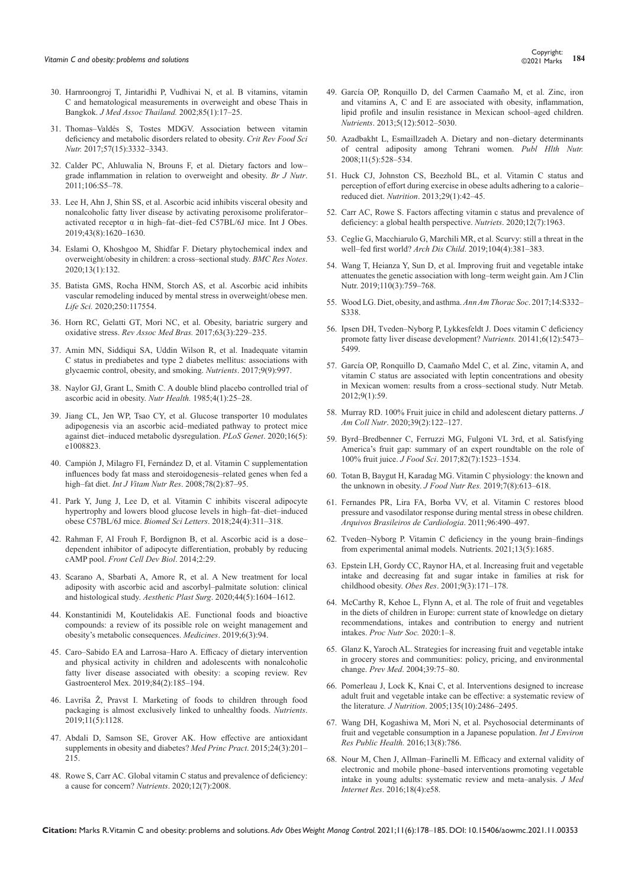30. Harnroongroj T, Jintaridhi P, Vudhivai N, et al. B vitamins, vitamin C and hematological measurements in overweight and obese Thais in Bangkok. *J Med Assoc Thailand.* 2002;85(1):17–25.

31. Thomas–Valdés S, Tostes MDGV. Association between vitamin deficiency and metabolic disorders related to obesity. *Crit Rev Food Sci Nutr.* 2017;57(15):3332–3343.

32. Calder PC, Ahluwalia N, Brouns F, et al. Dietary factors and low–grade inflammation in relation to overweight and obesity. *Br J Nutr*. 2011;106:S5–78.

33. Lee H, Ahn J, Shin SS, et al. Ascorbic acid inhibits visceral obesity and nonalcoholic fatty liver disease by activating peroxisome proliferator–activated receptor α in high–fat–diet–fed C57BL/6J mice. Int J Obes. 2019;43(8):1620–1630.

34. Eslami O, Khoshgoo M, Shidfar F. Dietary phytochemical index and overweight/obesity in children: a cross–sectional study. *BMC Res Notes*. 2020;13(1):132.

35. Batista GMS, Rocha HNM, Storch AS, et al. Ascorbic acid inhibits vascular remodeling induced by mental stress in overweight/obese men. *Life Sci.* 2020;250:117554.

36. Horn RC, Gelatti GT, Mori NC, et al. Obesity, bariatric surgery and oxidative stress. *Rev Assoc Med Bras.* 2017;63(3):229–235.

37. Amin MN, Siddiqui SA, Uddin Wilson R, et al. Inadequate vitamin C status in prediabetes and type 2 diabetes mellitus: associations with glycaemic control, obesity, and smoking. *Nutrients*. 2017;9(9):997.

38. Naylor GJ, Grant L, Smith C. A double blind placebo controlled trial of ascorbic acid in obesity. *Nutr Health.* 1985;4(1):25–28.

39. Jiang CL, Jen WP, Tsao CY, et al. Glucose transporter 10 modulates adipogenesis via an ascorbic acid–mediated pathway to protect mice against diet–induced metabolic dysregulation. *PLoS Genet*. 2020;16(5): e1008823.

40. Campión J, Milagro FI, Fernández D, et al. Vitamin C supplementation influences body fat mass and steroidogenesis–related genes when fed a high–fat diet. *Int J Vitam Nutr Res*. 2008;78(2):87–95.

41. Park Y, Jung J, Lee D, et al. Vitamin C inhibits visceral adipocyte hypertrophy and lowers blood glucose levels in high–fat–diet–induced obese C57BL/6J mice. *Biomed Sci Letters*. 2018;24(4):311–318.

42. Rahman F, Al Frouh F, Bordignon B, et al. Ascorbic acid is a dose–dependent inhibitor of adipocyte differentiation, probably by reducing cAMP pool. *Front Cell Dev Biol*. 2014;2:29.

43. Scarano A, Sbarbati A, Amore R, et al. A New treatment for local adiposity with ascorbic acid and ascorbyl–palmitate solution: clinical and histological study. *Aesthetic Plast Surg*. 2020;44(5):1604–1612.

44. Konstantinidi M, Koutelidakis AE. Functional foods and bioactive compounds: a review of its possible role on weight management and obesity's metabolic consequences. *Medicines*. 2019;6(3):94.

45. Caro–Sabido EA and Larrosa–Haro A. Efficacy of dietary intervention and physical activity in children and adolescents with nonalcoholic fatty liver disease associated with obesity: a scoping review. Rev Gastroenterol Mex. 2019;84(2):185–194.

46. Lavriša Ž, Pravst I. Marketing of foods to children through food packaging is almost exclusively linked to unhealthy foods. *Nutrients*. 2019;11(5):1128.

47. Abdali D, Samson SE, Grover AK. How effective are antioxidant supplements in obesity and diabetes? *Med Princ Pract*. 2015;24(3):201–215.

48. Rowe S, Carr AC. Global vitamin C status and prevalence of deficiency: a cause for concern? *Nutrients*. 2020;12(7):2008.

49. García OP, Ronquillo D, del Carmen Caamaño M, et al. Zinc, iron and vitamins A, C and E are associated with obesity, inflammation, lipid profile and insulin resistance in Mexican school–aged children. *Nutrients*. 2013;5(12):5012–5030.

50. Azadbakht L, Esmaillzadeh A. Dietary and non–dietary determinants of central adiposity among Tehrani women. *Publ Hlth Nutr.* 2008;11(5):528–534.

51. Huck CJ, Johnston CS, Beezhold BL, et al. Vitamin C status and perception of effort during exercise in obese adults adhering to a calorie–reduced diet. *Nutrition*. 2013;29(1):42–45.

52. Carr AC, Rowe S. Factors affecting vitamin c status and prevalence of deficiency: a global health perspective. *Nutriets*. 2020;12(7):1963.

53. Ceglie G, Macchiarulo G, Marchili MR, et al. Scurvy: still a threat in the well–fed first world? *Arch Dis Child*. 2019;104(4):381–383.

54. Wang T, Heianza Y, Sun D, et al. Improving fruit and vegetable intake attenuates the genetic association with long–term weight gain. Am J Clin Nutr. 2019;110(3):759–768.

55. Wood LG. Diet, obesity, and asthma. *Ann Am Thorac Soc*. 2017;14:S332–S338.

56. Ipsen DH, Tveden–Nyborg P, Lykkesfeldt J. Does vitamin C deficiency promote fatty liver disease development? *Nutrients.* 20141;6(12):5473–5499.

57. García OP, Ronquillo D, Caamaño Mdel C, et al. Zinc, vitamin A, and vitamin C status are associated with leptin concentrations and obesity in Mexican women: results from a cross–sectional study. Nutr Metab. 2012;9(1):59.

58. Murray RD. 100% Fruit juice in child and adolescent dietary patterns. *J Am Coll Nutr*. 2020;39(2):122–127.

59. Byrd–Bredbenner C, Ferruzzi MG, Fulgoni VL 3rd, et al. Satisfying America's fruit gap: summary of an expert roundtable on the role of 100% fruit juice. *J Food Sci*. 2017;82(7):1523–1534.

60. Totan B, Baygut H, Karadag MG. Vitamin C physiology: the known and the unknown in obesity. *J Food Nutr Res.* 2019;7(8):613–618.

61. Fernandes PR, Lira FA, Borba VV, et al. Vitamin C restores blood pressure and vasodilator response during mental stress in obese children. *Arquivos Brasileiros de Cardiologia*. 2011;96:490–497.

62. Tveden–Nyborg P. Vitamin C deficiency in the young brain–findings from experimental animal models. Nutrients. 2021;13(5):1685.

63. Epstein LH, Gordy CC, Raynor HA, et al. Increasing fruit and vegetable intake and decreasing fat and sugar intake in families at risk for childhood obesity. *Obes Res*. 2001;9(3):171–178.

64. McCarthy R, Kehoe L, Flynn A, et al. The role of fruit and vegetables in the diets of children in Europe: current state of knowledge on dietary recommendations, intakes and contribution to energy and nutrient intakes. *Proc Nutr Soc.* 2020:1–8.

65. Glanz K, Yaroch AL. Strategies for increasing fruit and vegetable intake in grocery stores and communities: policy, pricing, and environmental change. *Prev Med*. 2004;39:75–80.

66. Pomerleau J, Lock K, Knai C, et al. Interventions designed to increase adult fruit and vegetable intake can be effective: a systematic review of the literature. *J Nutrition*. 2005;135(10):2486–2495.

67. Wang DH, Kogashiwa M, Mori N, et al. Psychosocial determinants of fruit and vegetable consumption in a Japanese population. *Int J Environ Res Public Health.* 2016;13(8):786.

68. Nour M, Chen J, Allman–Farinelli M. Efficacy and external validity of electronic and mobile phone–based interventions promoting vegetable intake in young adults: systematic review and meta–analysis. *J Med Internet Res*. 2016;18(4):e58.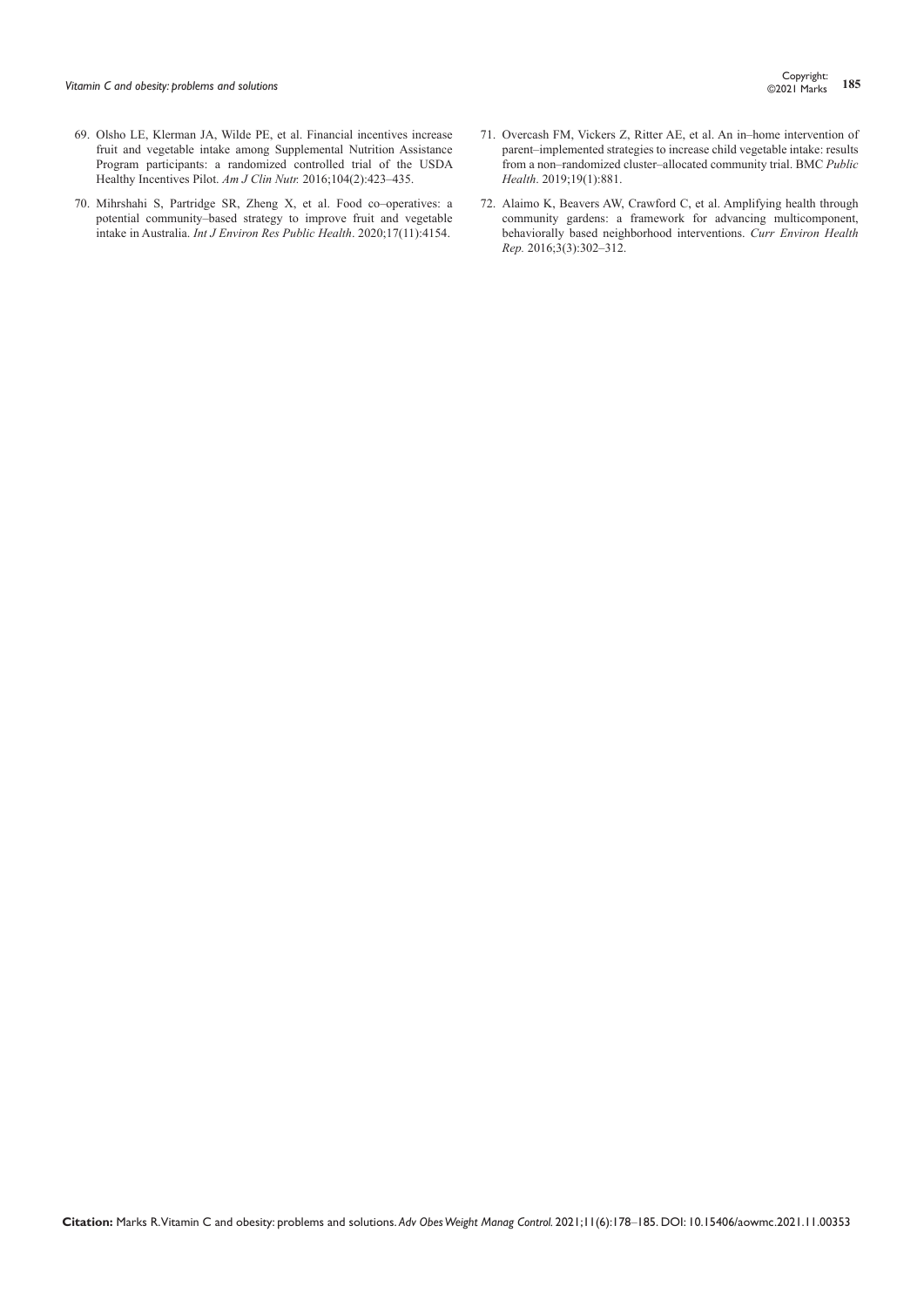69. Olsho LE, Klerman JA, Wilde PE, et al. Financial incentives increase fruit and vegetable intake among Supplemental Nutrition Assistance Program participants: a randomized controlled trial of the USDA Healthy Incentives Pilot. *Am J Clin Nutr.* 2016;104(2):423–435.
70. Mihrshahi S, Partridge SR, Zheng X, et al. Food co–operatives: a potential community–based strategy to improve fruit and vegetable intake in Australia. *Int J Environ Res Public Health*. 2020;17(11):4154.
71. Overcash FM, Vickers Z, Ritter AE, et al. An in–home intervention of parent–implemented strategies to increase child vegetable intake: results from a non–randomized cluster–allocated community trial. BMC *Public Health*. 2019;19(1):881.
72. Alaimo K, Beavers AW, Crawford C, et al. Amplifying health through community gardens: a framework for advancing multicomponent, behaviorally based neighborhood interventions. *Curr Environ Health Rep.* 2016;3(3):302–312.